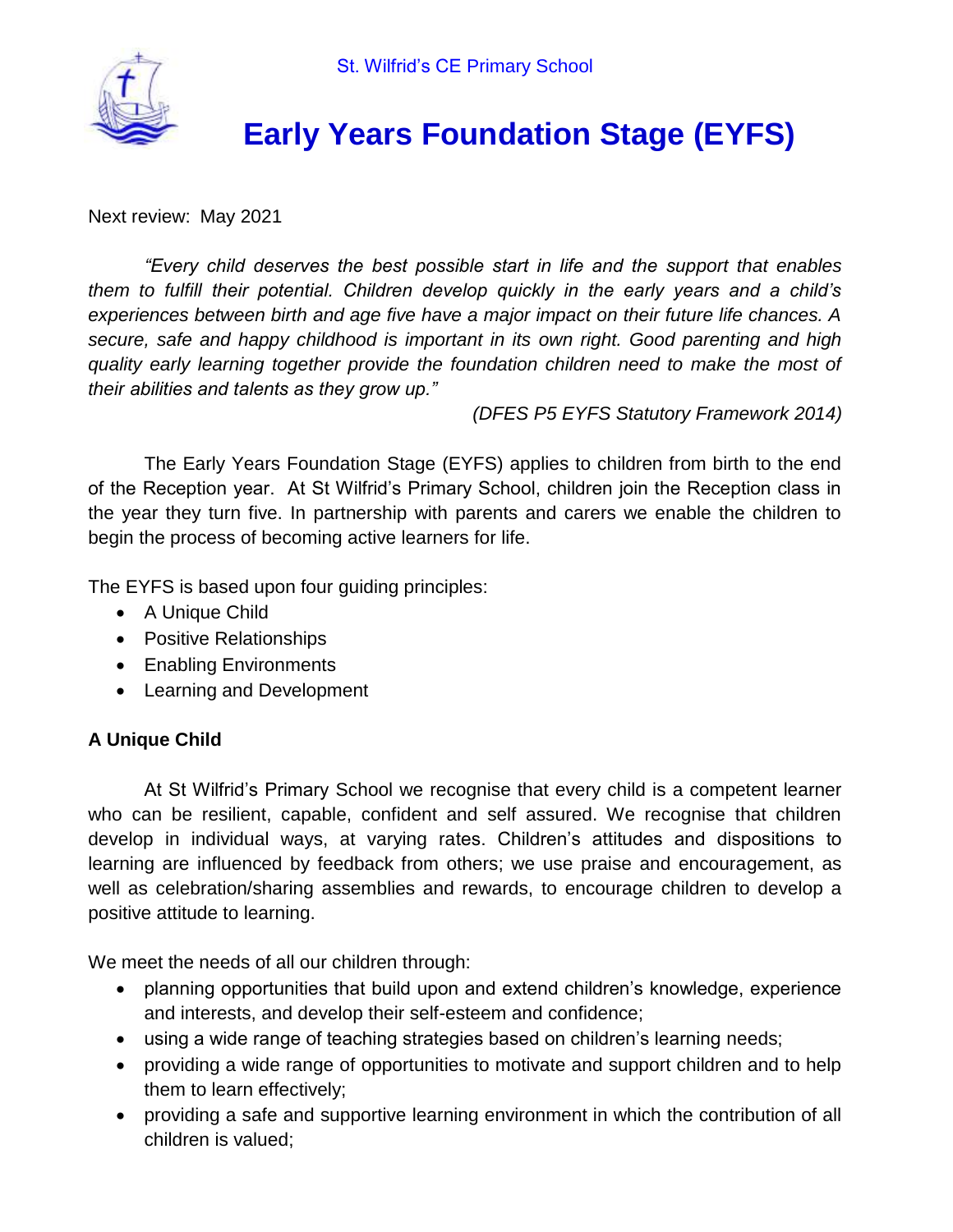St. Wilfrid's CE Primary School

# Early Years Foundation Stage (EYFS)

Next review: May 2021

*"Every child deserves the best possible start in life and the support that enables them to fulfill their potential. Children develop quickly in the early years and a child's experiences between birth and age five have a major impact on their future life chances. A secure, safe and happy childhood is important in its own right. Good parenting and high quality early learning together provide the foundation children need to make the most of their abilities and talents as they grow up."*

*(DFES P5 EYFS Statutory Framework 2014)*

The Early Years Foundation Stage (EYFS) applies to children from birth to the end of the Reception year. At St Wilfrid's Primary School, children join the Reception class in the year they turn five. In partnership with parents and carers we enable the children to begin the process of becoming active learners for life.

The EYFS is based upon four guiding principles:

- A Unique Child
- Positive Relationships
- Enabling Environments
- Learning and Development

**A Unique Child**

At St Wilfrid's Primary School we recognise that every child is a competent learner who can be resilient, capable, confident and self assured. We recognise that children develop in individual ways, at varying rates. Children's attitudes and dispositions to learning are influenced by feedback from others; we use praise and encouragement, as well as celebration/sharing assemblies and rewards, to encourage children to develop a positive attitude to learning.

We meet the needs of all our children through:

- planning opportunities that build upon and extend children's knowledge, experience and interests, and develop their self-esteem and confidence;
- using a wide range of teaching strategies based on children's learning needs;
- providing a wide range of opportunities to motivate and support children and to help them to learn effectively;
- providing a safe and supportive learning environment in which the contribution of all children is valued;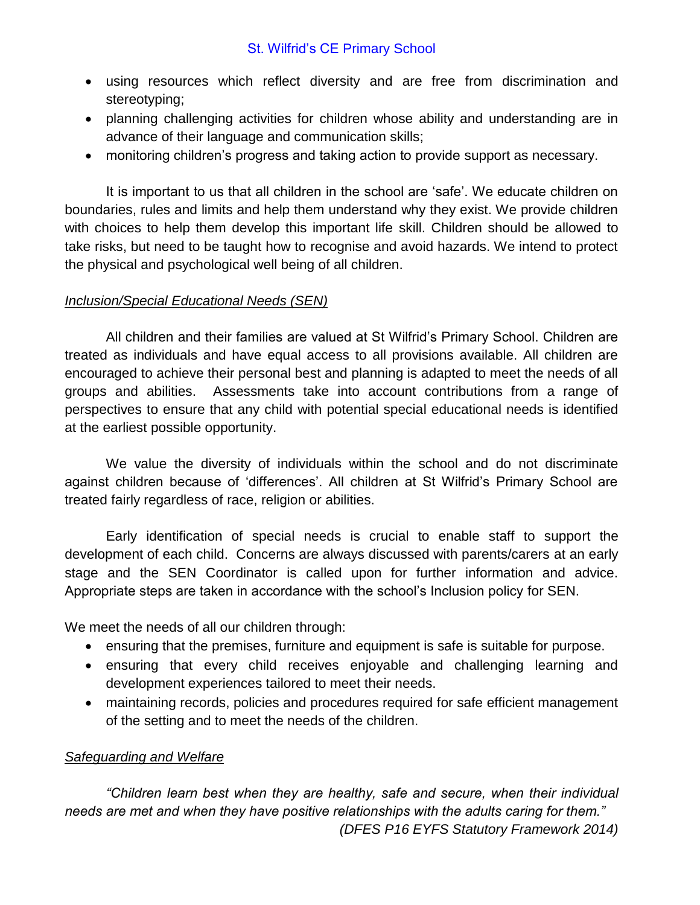- using resources which reflect diversity and are free from discrimination and stereotyping;
- planning challenging activities for children whose ability and understanding are in advance of their language and communication skills;
- monitoring children's progress and taking action to provide support as necessary.

It is important to us that all children in the school are 'safe'. We educate children on boundaries, rules and limits and help them understand why they exist. We provide children with choices to help them develop this important life skill. Children should be allowed to take risks, but need to be taught how to recognise and avoid hazards. We intend to protect the physical and psychological well being of all children.

*Inclusion/Special Educational Needs (SEN)*

All children and their families are valued at St Wilfrid's Primary School. Children are treated as individuals and have equal access to all provisions available. All children are encouraged to achieve their personal best and planning is adapted to meet the needs of all groups and abilities. Assessments take into account contributions from a range of perspectives to ensure that any child with potential special educational needs is identified at the earliest possible opportunity.

We value the diversity of individuals within the school and do not discriminate against children because of 'differences'. All children at St Wilfrid's Primary School are treated fairly regardless of race, religion or abilities.

Early identification of special needs is crucial to enable staff to support the development of each child. Concerns are always discussed with parents/carers at an early stage and the SEN Coordinator is called upon for further information and advice. Appropriate steps are taken in accordance with the school's Inclusion policy for SEN.

We meet the needs of all our children through:

- ensuring that the premises, furniture and equipment is safe is suitable for purpose.
- ensuring that every child receives enjoyable and challenging learning and development experiences tailored to meet their needs.
- maintaining records, policies and procedures required for safe efficient management of the setting and to meet the needs of the children.

*Safeguarding and Welfare*

*"Children learn best when they are healthy, safe and secure, when their individual needs are met and when they have positive relationships with the adults caring for them."*

*(DFES P16 EYFS Statutory Framework 2014)*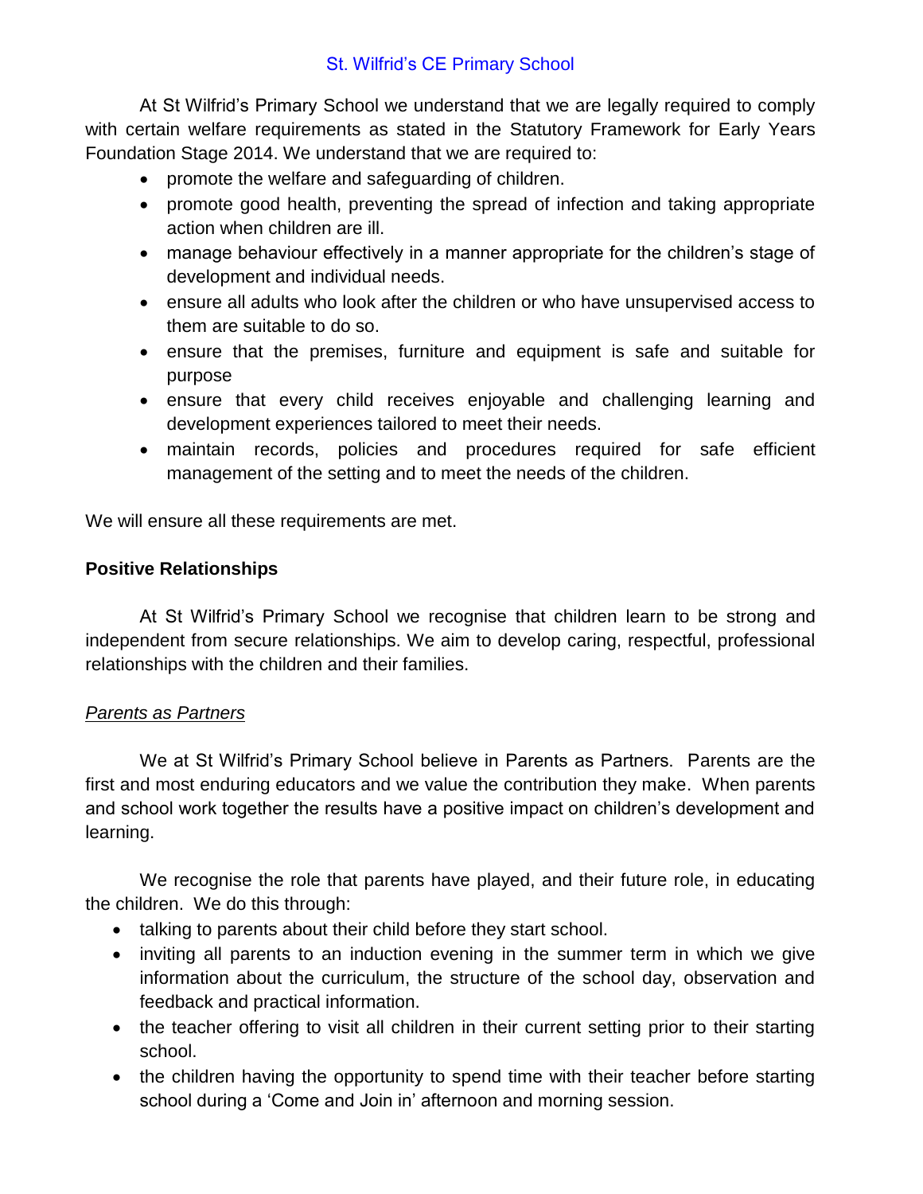At St Wilfrid's Primary School we understand that we are legally required to comply with certain welfare requirements as stated in the Statutory Framework for Early Years Foundation Stage 2014. We understand that we are required to:

- promote the welfare and safeguarding of children.
- promote good health, preventing the spread of infection and taking appropriate action when children are ill.
- manage behaviour effectively in a manner appropriate for the children's stage of development and individual needs.
- ensure all adults who look after the children or who have unsupervised access to them are suitable to do so.
- ensure that the premises, furniture and equipment is safe and suitable for purpose
- ensure that every child receives enjoyable and challenging learning and development experiences tailored to meet their needs.
- maintain records, policies and procedures required for safe efficient management of the setting and to meet the needs of the children.

We will ensure all these requirements are met.

**Positive Relationships**

At St Wilfrid's Primary School we recognise that children learn to be strong and independent from secure relationships. We aim to develop caring, respectful, professional relationships with the children and their families.

*Parents as Partners*

We at St Wilfrid's Primary School believe in Parents as Partners. Parents are the first and most enduring educators and we value the contribution they make. When parents and school work together the results have a positive impact on children's development and learning.

We recognise the role that parents have played, and their future role, in educating the children. We do this through:

- talking to parents about their child before they start school.
- inviting all parents to an induction evening in the summer term in which we give information about the curriculum, the structure of the school day, observation and feedback and practical information.
- the teacher offering to visit all children in their current setting prior to their starting school.
- the children having the opportunity to spend time with their teacher before starting school during a 'Come and Join in' afternoon and morning session.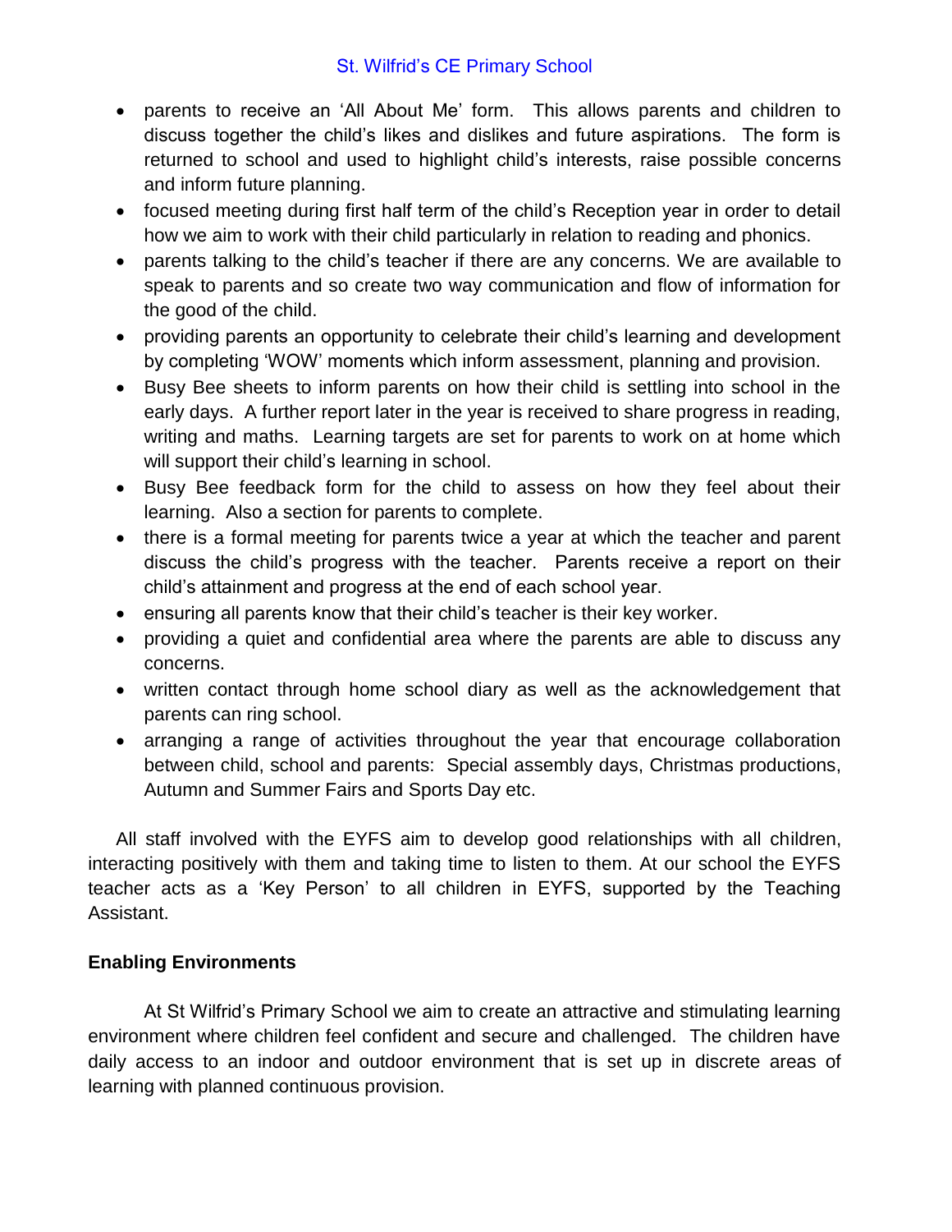- parents to receive an 'All About Me' form. This allows parents and children to discuss together the child's likes and dislikes and future aspirations. The form is returned to school and used to highlight child's interests, raise possible concerns and inform future planning.
- focused meeting during first half term of the child's Reception year in order to detail how we aim to work with their child particularly in relation to reading and phonics.
- parents talking to the child's teacher if there are any concerns. We are available to speak to parents and so create two way communication and flow of information for the good of the child.
- providing parents an opportunity to celebrate their child's learning and development by completing 'WOW' moments which inform assessment, planning and provision.
- Busy Bee sheets to inform parents on how their child is settling into school in the early days. A further report later in the year is received to share progress in reading, writing and maths. Learning targets are set for parents to work on at home which will support their child's learning in school.
- Busy Bee feedback form for the child to assess on how they feel about their learning. Also a section for parents to complete.
- there is a formal meeting for parents twice a year at which the teacher and parent discuss the child's progress with the teacher. Parents receive a report on their child's attainment and progress at the end of each school year.
- ensuring all parents know that their child's teacher is their key worker.
- providing a quiet and confidential area where the parents are able to discuss any concerns.
- written contact through home school diary as well as the acknowledgement that parents can ring school.
- arranging a range of activities throughout the year that encourage collaboration between child, school and parents: Special assembly days, Christmas productions, Autumn and Summer Fairs and Sports Day etc.

All staff involved with the EYFS aim to develop good relationships with all children, interacting positively with them and taking time to listen to them. At our school the EYFS teacher acts as a 'Key Person' to all children in EYFS, supported by the Teaching Assistant.

**Enabling Environments**

At St Wilfrid's Primary School we aim to create an attractive and stimulating learning environment where children feel confident and secure and challenged. The children have daily access to an indoor and outdoor environment that is set up in discrete areas of learning with planned continuous provision.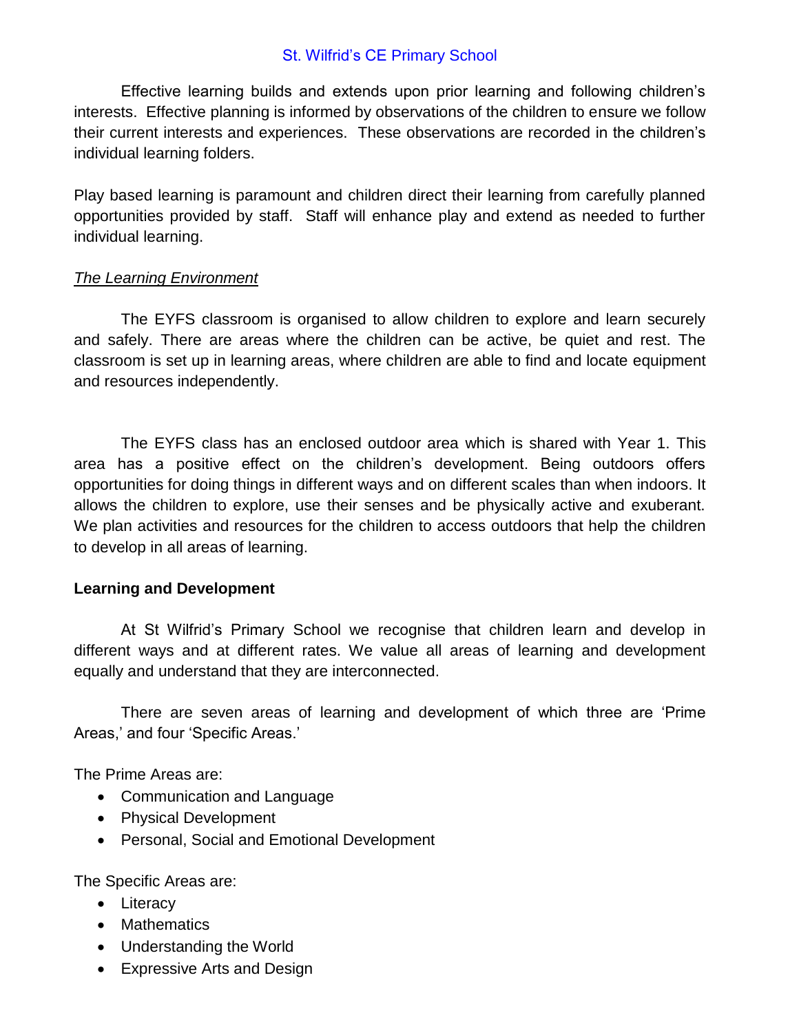Effective learning builds and extends upon prior learning and following children's interests. Effective planning is informed by observations of the children to ensure we follow their current interests and experiences. These observations are recorded in the children's individual learning folders.

Play based learning is paramount and children direct their learning from carefully planned opportunities provided by staff. Staff will enhance play and extend as needed to further individual learning.

*The Learning Environment*

The EYFS classroom is organised to allow children to explore and learn securely and safely. There are areas where the children can be active, be quiet and rest. The classroom is set up in learning areas, where children are able to find and locate equipment and resources independently.

The EYFS class has an enclosed outdoor area which is shared with Year 1. This area has a positive effect on the children's development. Being outdoors offers opportunities for doing things in different ways and on different scales than when indoors. It allows the children to explore, use their senses and be physically active and exuberant. We plan activities and resources for the children to access outdoors that help the children to develop in all areas of learning.

**Learning and Development**

At St Wilfrid's Primary School we recognise that children learn and develop in different ways and at different rates. We value all areas of learning and development equally and understand that they are interconnected.

There are seven areas of learning and development of which three are 'Prime Areas,' and four 'Specific Areas.'

The Prime Areas are:

- Communication and Language
- Physical Development
- Personal, Social and Emotional Development

The Specific Areas are:

- Literacy
- Mathematics
- Understanding the World
- Expressive Arts and Design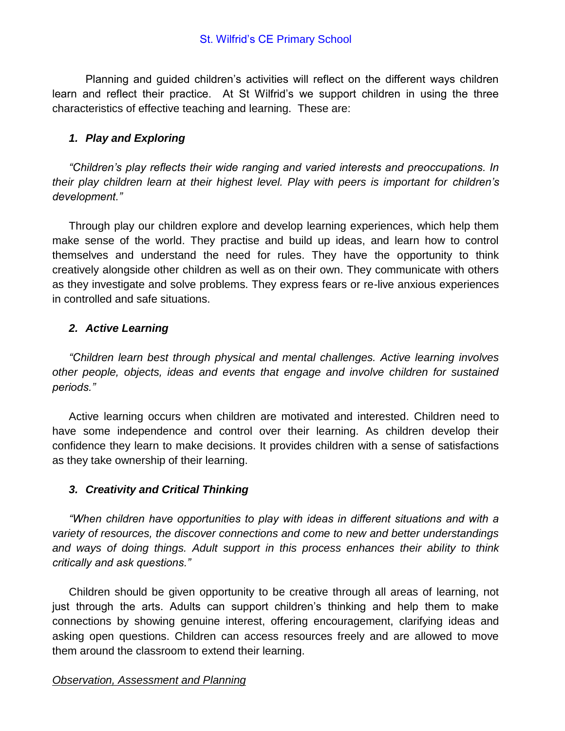Planning and guided children's activities will reflect on the different ways children learn and reflect their practice. At St Wilfrid's we support children in using the three characteristics of effective teaching and learning. These are:

### *1. Play and Exploring*

*"Children's play reflects their wide ranging and varied interests and preoccupations. In their play children learn at their highest level. Play with peers is important for children's development."*

Through play our children explore and develop learning experiences, which help them make sense of the world. They practise and build up ideas, and learn how to control themselves and understand the need for rules. They have the opportunity to think creatively alongside other children as well as on their own. They communicate with others as they investigate and solve problems. They express fears or re-live anxious experiences in controlled and safe situations.

### *2. Active Learning*

*"Children learn best through physical and mental challenges. Active learning involves other people, objects, ideas and events that engage and involve children for sustained periods."*

Active learning occurs when children are motivated and interested. Children need to have some independence and control over their learning. As children develop their confidence they learn to make decisions. It provides children with a sense of satisfactions as they take ownership of their learning.

### *3. Creativity and Critical Thinking*

*"When children have opportunities to play with ideas in different situations and with a variety of resources, the discover connections and come to new and better understandings and ways of doing things. Adult support in this process enhances their ability to think critically and ask questions."*

Children should be given opportunity to be creative through all areas of learning, not just through the arts. Adults can support children's thinking and help them to make connections by showing genuine interest, offering encouragement, clarifying ideas and asking open questions. Children can access resources freely and are allowed to move them around the classroom to extend their learning.

## *Observation, Assessment and Planning*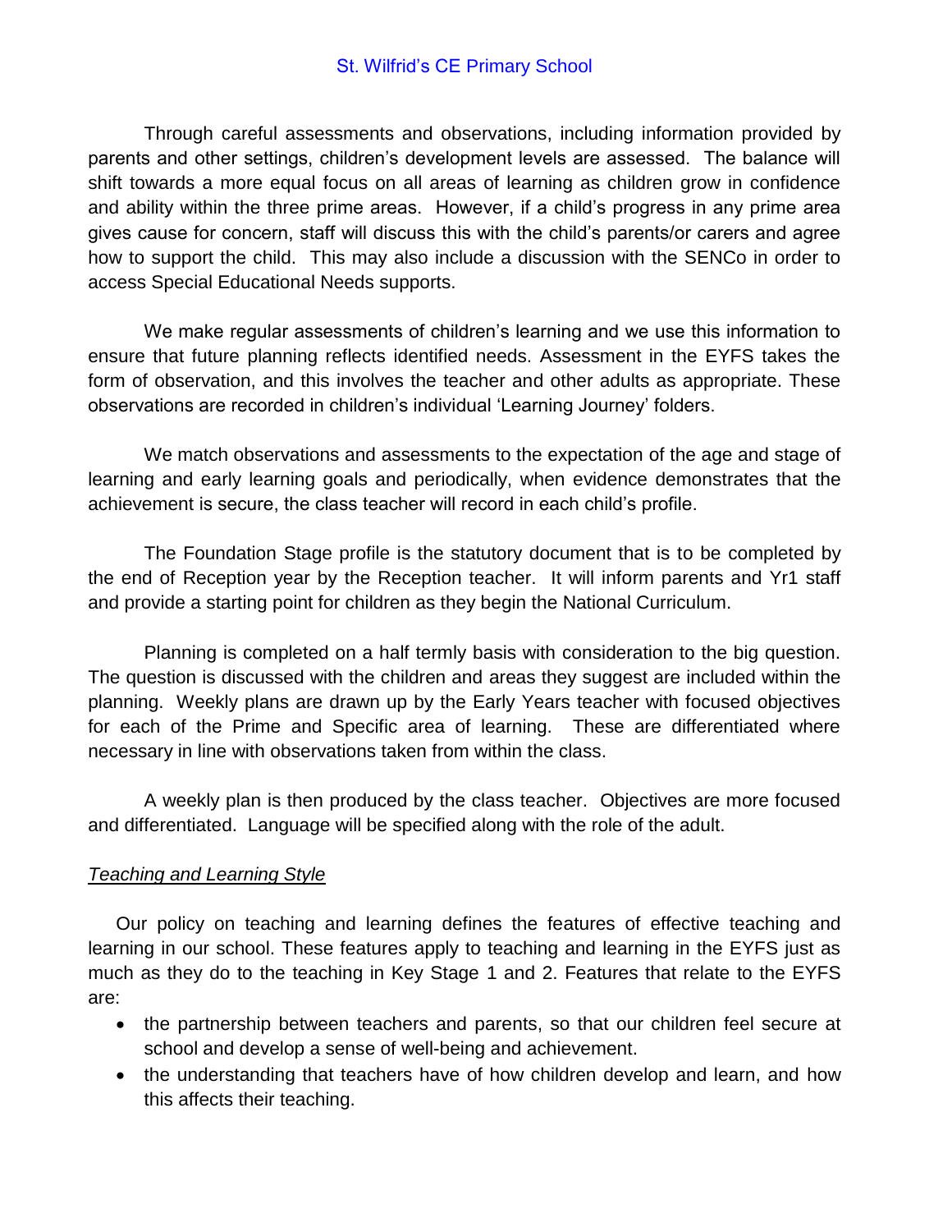Through careful assessments and observations, including information provided by parents and other settings, children's development levels are assessed. The balance will shift towards a more equal focus on all areas of learning as children grow in confidence and ability within the three prime areas. However, if a child's progress in any prime area gives cause for concern, staff will discuss this with the child's parents/or carers and agree how to support the child. This may also include a discussion with the SENCo in order to access Special Educational Needs supports.

We make regular assessments of children's learning and we use this information to ensure that future planning reflects identified needs. Assessment in the EYFS takes the form of observation, and this involves the teacher and other adults as appropriate. These observations are recorded in children's individual 'Learning Journey' folders.

We match observations and assessments to the expectation of the age and stage of learning and early learning goals and periodically, when evidence demonstrates that the achievement is secure, the class teacher will record in each child's profile.

The Foundation Stage profile is the statutory document that is to be completed by the end of Reception year by the Reception teacher. It will inform parents and Yr1 staff and provide a starting point for children as they begin the National Curriculum.

Planning is completed on a half termly basis with consideration to the big question. The question is discussed with the children and areas they suggest are included within the planning. Weekly plans are drawn up by the Early Years teacher with focused objectives for each of the Prime and Specific area of learning. These are differentiated where necessary in line with observations taken from within the class.

A weekly plan is then produced by the class teacher. Objectives are more focused and differentiated. Language will be specified along with the role of the adult.

*Teaching and Learning Style*

Our policy on teaching and learning defines the features of effective teaching and learning in our school. These features apply to teaching and learning in the EYFS just as much as they do to the teaching in Key Stage 1 and 2. Features that relate to the EYFS are:

- the partnership between teachers and parents, so that our children feel secure at school and develop a sense of well-being and achievement.
- the understanding that teachers have of how children develop and learn, and how this affects their teaching.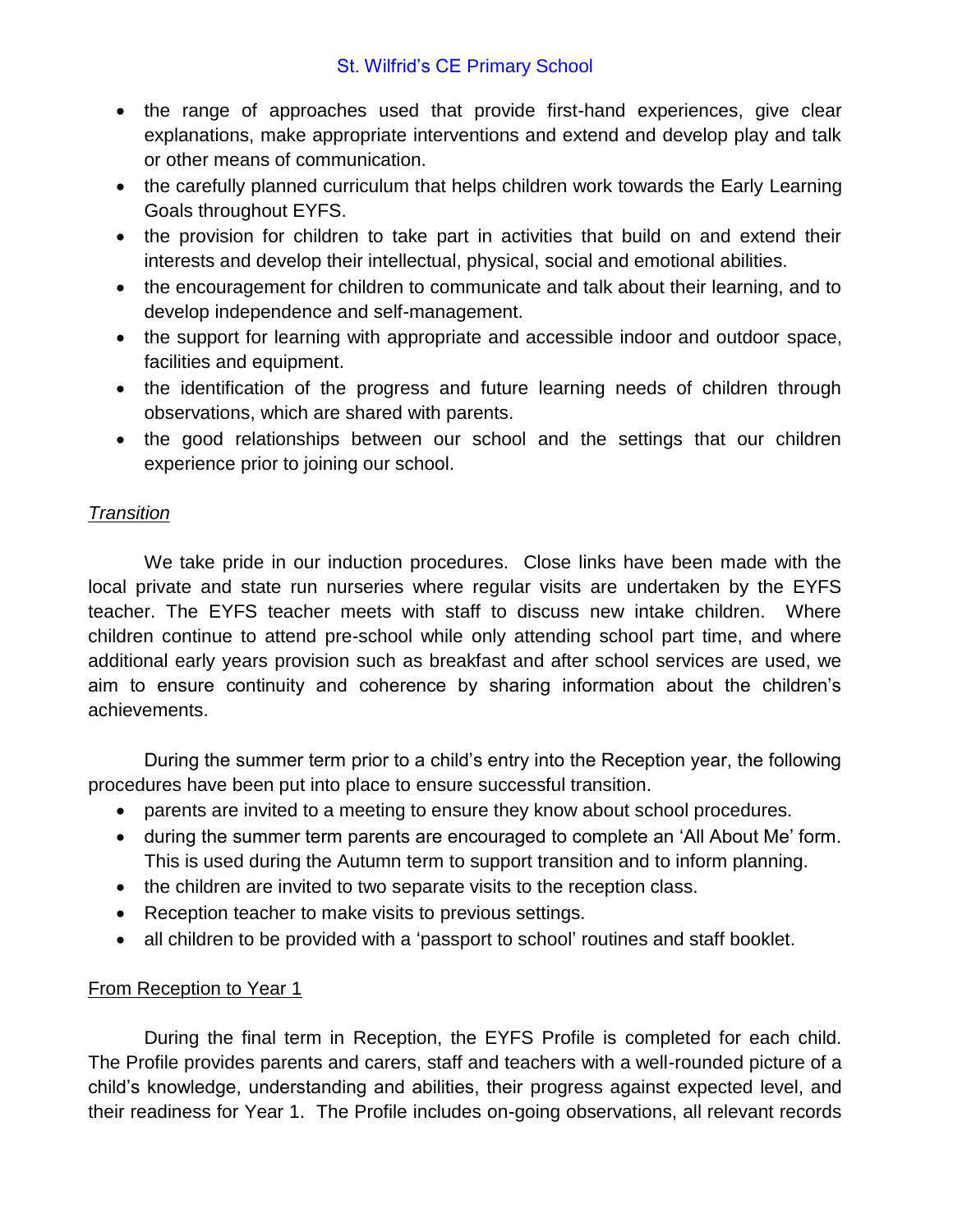- the range of approaches used that provide first-hand experiences, give clear explanations, make appropriate interventions and extend and develop play and talk or other means of communication.
- the carefully planned curriculum that helps children work towards the Early Learning Goals throughout EYFS.
- the provision for children to take part in activities that build on and extend their interests and develop their intellectual, physical, social and emotional abilities.
- the encouragement for children to communicate and talk about their learning, and to develop independence and self-management.
- the support for learning with appropriate and accessible indoor and outdoor space, facilities and equipment.
- the identification of the progress and future learning needs of children through observations, which are shared with parents.
- the good relationships between our school and the settings that our children experience prior to joining our school.

*Transition*

We take pride in our induction procedures. Close links have been made with the local private and state run nurseries where regular visits are undertaken by the EYFS teacher. The EYFS teacher meets with staff to discuss new intake children. Where children continue to attend pre-school while only attending school part time, and where additional early years provision such as breakfast and after school services are used, we aim to ensure continuity and coherence by sharing information about the children's achievements.

During the summer term prior to a child's entry into the Reception year, the following procedures have been put into place to ensure successful transition.

- parents are invited to a meeting to ensure they know about school procedures.
- during the summer term parents are encouraged to complete an 'All About Me' form. This is used during the Autumn term to support transition and to inform planning.
- the children are invited to two separate visits to the reception class.
- Reception teacher to make visits to previous settings.
- all children to be provided with a 'passport to school' routines and staff booklet.

From Reception to Year 1

During the final term in Reception, the EYFS Profile is completed for each child. The Profile provides parents and carers, staff and teachers with a well-rounded picture of a child's knowledge, understanding and abilities, their progress against expected level, and their readiness for Year 1. The Profile includes on-going observations, all relevant records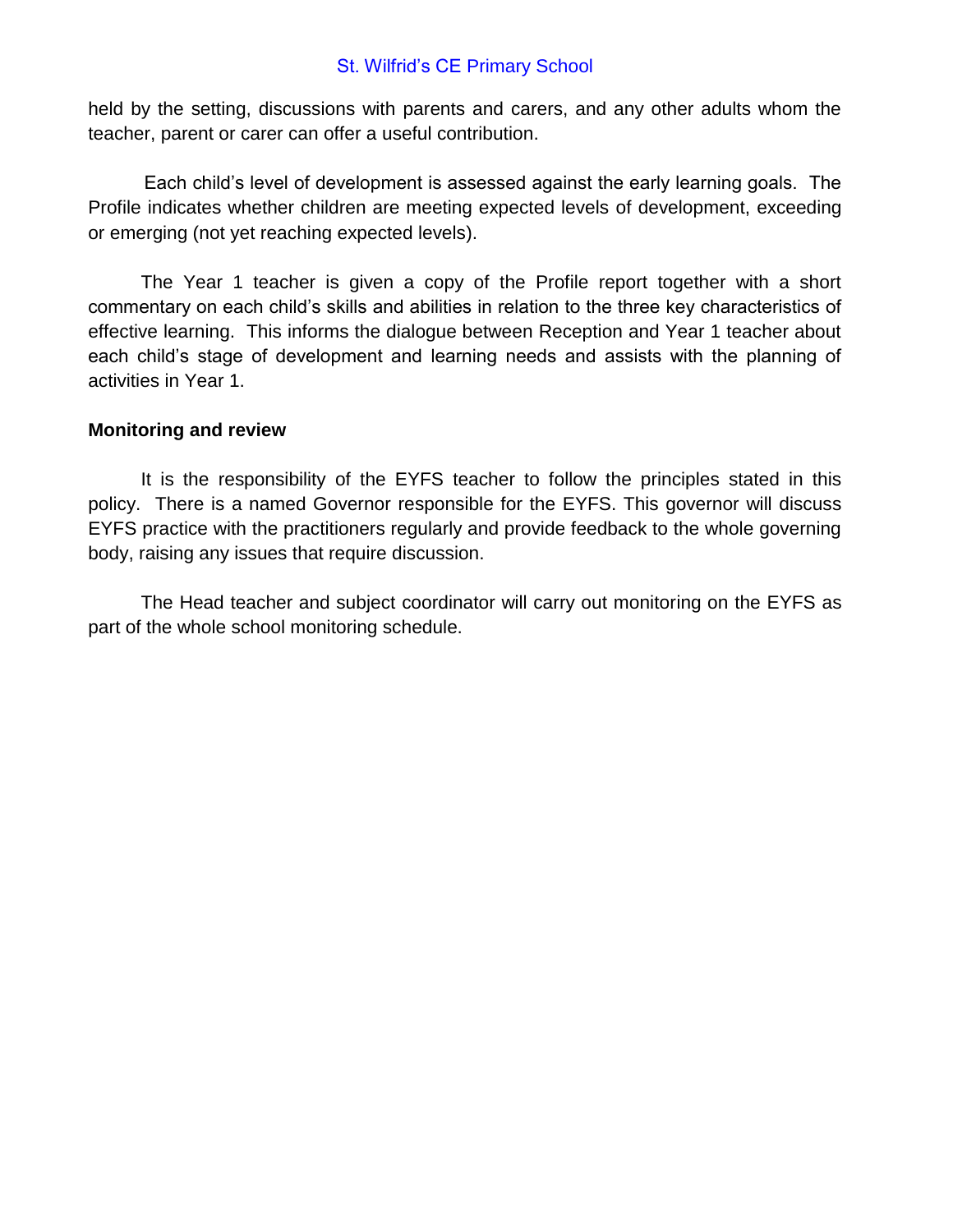held by the setting, discussions with parents and carers, and any other adults whom the teacher, parent or carer can offer a useful contribution.

Each child's level of development is assessed against the early learning goals. The Profile indicates whether children are meeting expected levels of development, exceeding or emerging (not yet reaching expected levels).

The Year 1 teacher is given a copy of the Profile report together with a short commentary on each child's skills and abilities in relation to the three key characteristics of effective learning. This informs the dialogue between Reception and Year 1 teacher about each child's stage of development and learning needs and assists with the planning of activities in Year 1.

**Monitoring and review**

It is the responsibility of the EYFS teacher to follow the principles stated in this policy. There is a named Governor responsible for the EYFS. This governor will discuss EYFS practice with the practitioners regularly and provide feedback to the whole governing body, raising any issues that require discussion.

The Head teacher and subject coordinator will carry out monitoring on the EYFS as part of the whole school monitoring schedule.